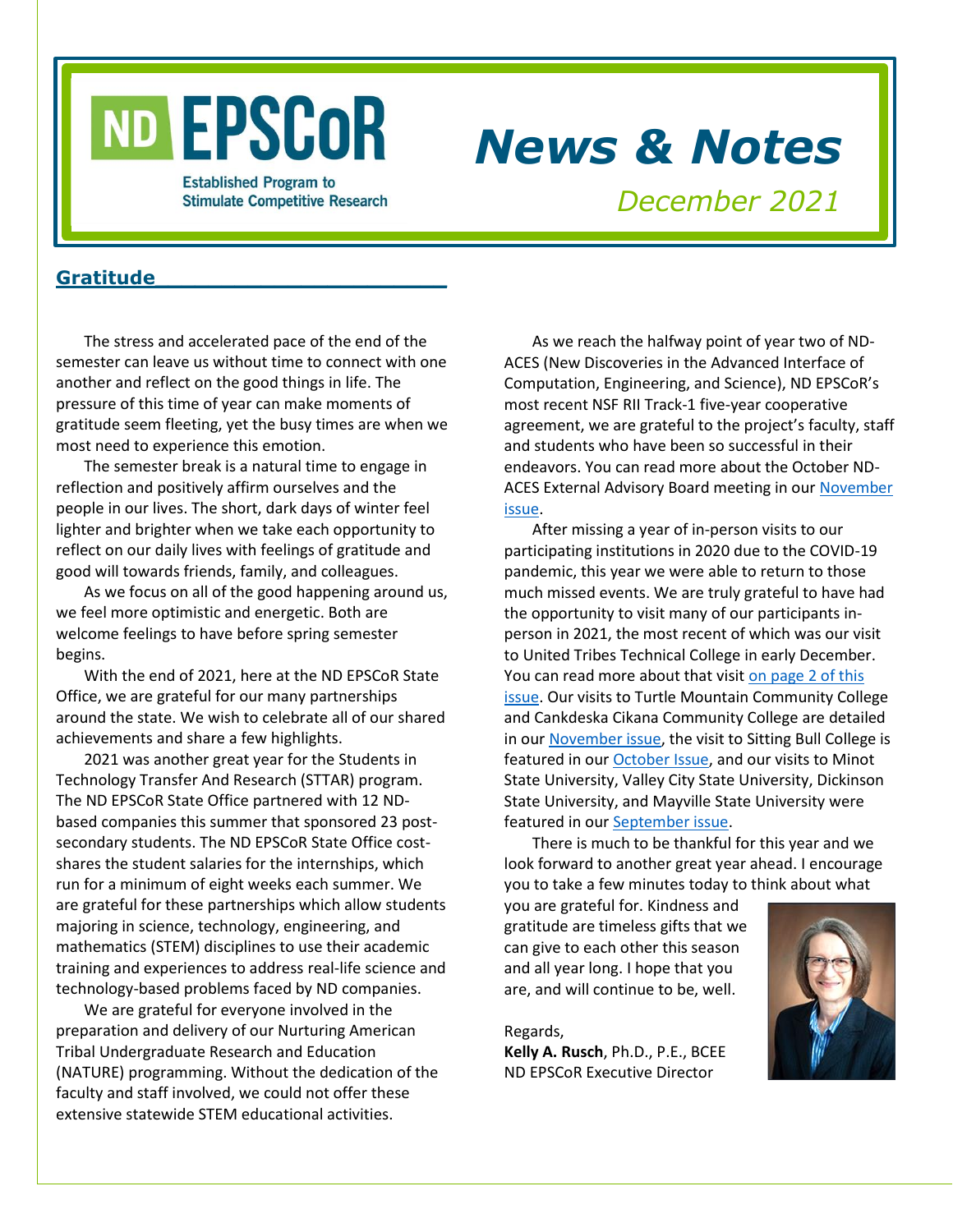# ND EPSCoR

Established Program to Stimulate Competitive Research

# News & Notes

*December 2021*

## Gratitude

The stress and accelerated pace of the end of the semester can leave us without time to connect with one another and reflect on the good things in life. The pressure of this time of year can make moments of gratitude seem fleeting, yet the busy times are when we most need to experience this emotion.

The semester break is a natural time to engage in reflection and positively affirm ourselves and the people in our lives. The short, dark days of winter feel lighter and brighter when we take each opportunity to reflect on our daily lives with feelings of gratitude and good will towards friends, family, and colleagues.

As we focus on all of the good happening around us, we feel more optimistic and energetic. Both are welcome feelings to have before spring semester begins.

With the end of 2021, here at the ND EPSCoR State Office, we are grateful for our many partnerships around the state. We wish to celebrate all of our shared achievements and share a few highlights.

2021 was another great year for the Students in Technology Transfer And Research (STTAR) program. The ND EPSCoR State Office partnered with 12 ND-based companies this summer that sponsored 23 post-secondary students. The ND EPSCoR State Office cost-shares the student salaries for the internships, which run for a minimum of eight weeks each summer. We are grateful for these partnerships which allow students majoring in science, technology, engineering, and mathematics (STEM) disciplines to use their academic training and experiences to address real-life science and technology-based problems faced by ND companies.

We are grateful for everyone involved in the preparation and delivery of our Nurturing American Tribal Undergraduate Research and Education (NATURE) programming. Without the dedication of the faculty and staff involved, we could not offer these extensive statewide STEM educational activities.

As we reach the halfway point of year two of ND-ACES (New Discoveries in the Advanced Interface of Computation, Engineering, and Science), ND EPSCoR's most recent NSF RII Track-1 five-year cooperative agreement, we are grateful to the project's faculty, staff and students who have been so successful in their endeavors. You can read more about the October ND-ACES External Advisory Board meeting in our [November issue](#).

After missing a year of in-person visits to our participating institutions in 2020 due to the COVID-19 pandemic, this year we were able to return to those much missed events. We are truly grateful to have had the opportunity to visit many of our participants in-person in 2021, the most recent of which was our visit to United Tribes Technical College in early December. You can read more about that visit [on page 2 of this issue](#). Our visits to Turtle Mountain Community College and Cankdeska Cikana Community College are detailed in our [November issue](#), the visit to Sitting Bull College is featured in our [October Issue](#), and our visits to Minot State University, Valley City State University, Dickinson State University, and Mayville State University were featured in our [September issue](#).

There is much to be thankful for this year and we look forward to another great year ahead. I encourage you to take a few minutes today to think about what you are grateful for. Kindness and gratitude are timeless gifts that we can give to each other this season and all year long. I hope that you are, and will continue to be, well.

Regards,  
**Kelly A. Rusch**, Ph.D., P.E., BCEE  
ND EPSCoR Executive Director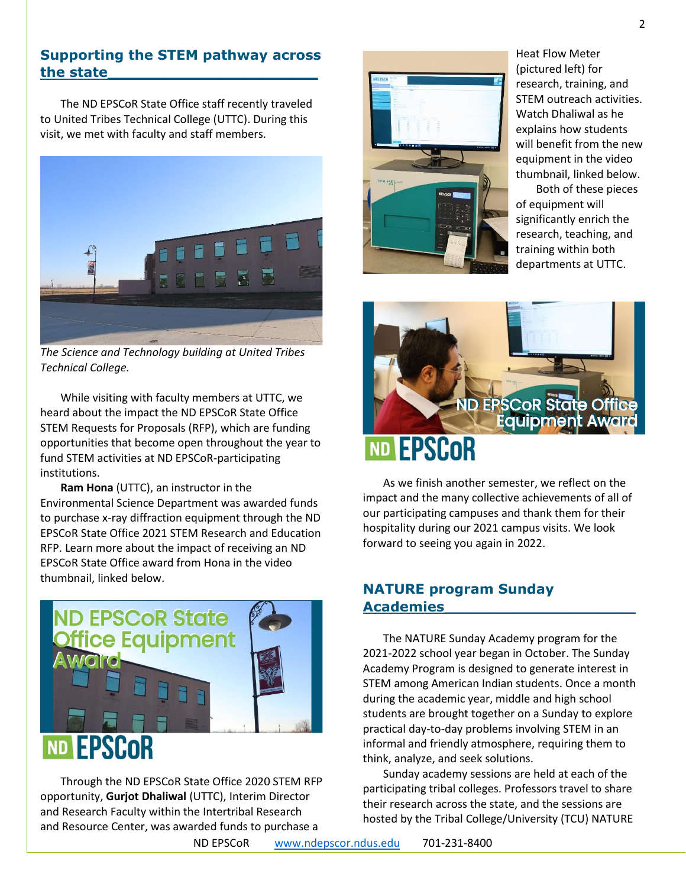## Supporting the STEM pathway across the state

The ND EPSCoR State Office staff recently traveled to United Tribes Technical College (UTTC). During this visit, we met with faculty and staff members.

*The Science and Technology building at United Tribes Technical College.*

While visiting with faculty members at UTTC, we heard about the impact the ND EPSCoR State Office STEM Requests for Proposals (RFP), which are funding opportunities that become open throughout the year to fund STEM activities at ND EPSCoR-participating institutions.

**Ram Hona** (UTTC), an instructor in the Environmental Science Department was awarded funds to purchase x-ray diffraction equipment through the ND EPSCoR State Office 2021 STEM Research and Education RFP. Learn more about the impact of receiving an ND EPSCoR State Office award from Hona in the video thumbnail, linked below.

Through the ND EPSCoR State Office 2020 STEM RFP opportunity, **Gurjot Dhaliwal** (UTTC), Interim Director and Research Faculty within the Intertribal Research and Resource Center, was awarded funds to purchase a Heat Flow Meter (pictured left) for research, training, and STEM outreach activities. Watch Dhaliwal as he explains how students will benefit from the new equipment in the video thumbnail, linked below.

Both of these pieces of equipment will significantly enrich the research, teaching, and training within both departments at UTTC.

As we finish another semester, we reflect on the impact and the many collective achievements of all of our participating campuses and thank them for their hospitality during our 2021 campus visits. We look forward to seeing you again in 2022.

## NATURE program Sunday Academies

The NATURE Sunday Academy program for the 2021-2022 school year began in October. The Sunday Academy Program is designed to generate interest in STEM among American Indian students. Once a month during the academic year, middle and high school students are brought together on a Sunday to explore practical day-to-day problems involving STEM in an informal and friendly atmosphere, requiring them to think, analyze, and seek solutions.

Sunday academy sessions are held at each of the participating tribal colleges. Professors travel to share their research across the state, and the sessions are hosted by the Tribal College/University (TCU) NATURE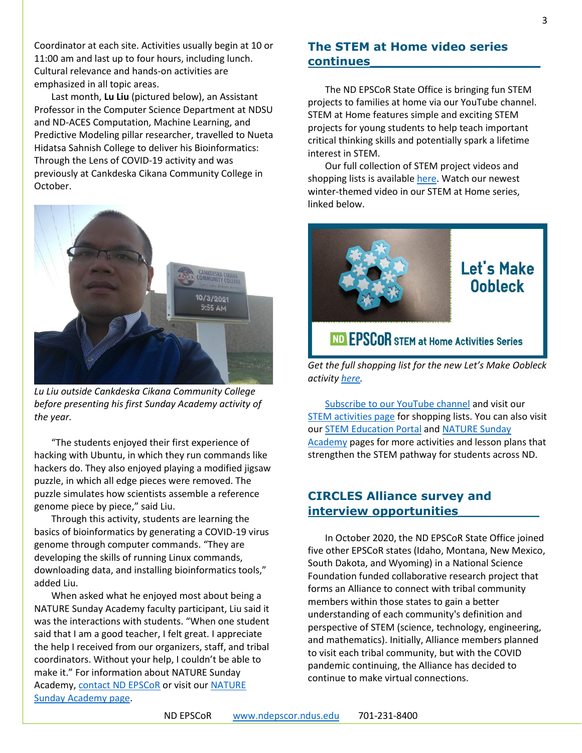Coordinator at each site. Activities usually begin at 10 or 11:00 am and last up to four hours, including lunch. Cultural relevance and hands-on activities are emphasized in all topic areas.

Last month, **Lu Liu** (pictured below), an Assistant Professor in the Computer Science Department at NDSU and ND-ACES Computation, Machine Learning, and Predictive Modeling pillar researcher, travelled to Nueta Hidatsa Sahnish College to deliver his Bioinformatics: Through the Lens of COVID-19 activity and was previously at Cankdeska Cikana Community College in October.

*Lu Liu outside Cankdeska Cikana Community College before presenting his first Sunday Academy activity of the year.*

"The students enjoyed their first experience of hacking with Ubuntu, in which they run commands like hackers do. They also enjoyed playing a modified jigsaw puzzle, in which all edge pieces were removed. The puzzle simulates how scientists assemble a reference genome piece by piece," said Liu.

Through this activity, students are learning the basics of bioinformatics by generating a COVID-19 virus genome through computer commands. "They are developing the skills of running Linux commands, downloading data, and installing bioinformatics tools," added Liu.

When asked what he enjoyed most about being a NATURE Sunday Academy faculty participant, Liu said it was the interactions with students. "When one student said that I am a good teacher, I felt great. I appreciate the help I received from our organizers, staff, and tribal coordinators. Without your help, I couldn't be able to make it." For information about NATURE Sunday Academy, contact ND EPSCoR or visit our NATURE Sunday Academy page.

## The STEM at Home video series continues

The ND EPSCoR State Office is bringing fun STEM projects to families at home via our YouTube channel. STEM at Home features simple and exciting STEM projects for young students to help teach important critical thinking skills and potentially spark a lifetime interest in STEM.

Our full collection of STEM project videos and shopping lists is available here. Watch our newest winter-themed video in our STEM at Home series, linked below.

Let's Make Oobleck

ND EPSCoR STEM at Home Activities Series

*Get the full shopping list for the new Let's Make Oobleck activity here.*

Subscribe to our YouTube channel and visit our STEM activities page for shopping lists. You can also visit our STEM Education Portal and NATURE Sunday Academy pages for more activities and lesson plans that strengthen the STEM pathway for students across ND.

## CIRCLES Alliance survey and interview opportunities

In October 2020, the ND EPSCoR State Office joined five other EPSCoR states (Idaho, Montana, New Mexico, South Dakota, and Wyoming) in a National Science Foundation funded collaborative research project that forms an Alliance to connect with tribal community members within those states to gain a better understanding of each community's definition and perspective of STEM (science, technology, engineering, and mathematics). Initially, Alliance members planned to visit each tribal community, but with the COVID pandemic continuing, the Alliance has decided to continue to make virtual connections.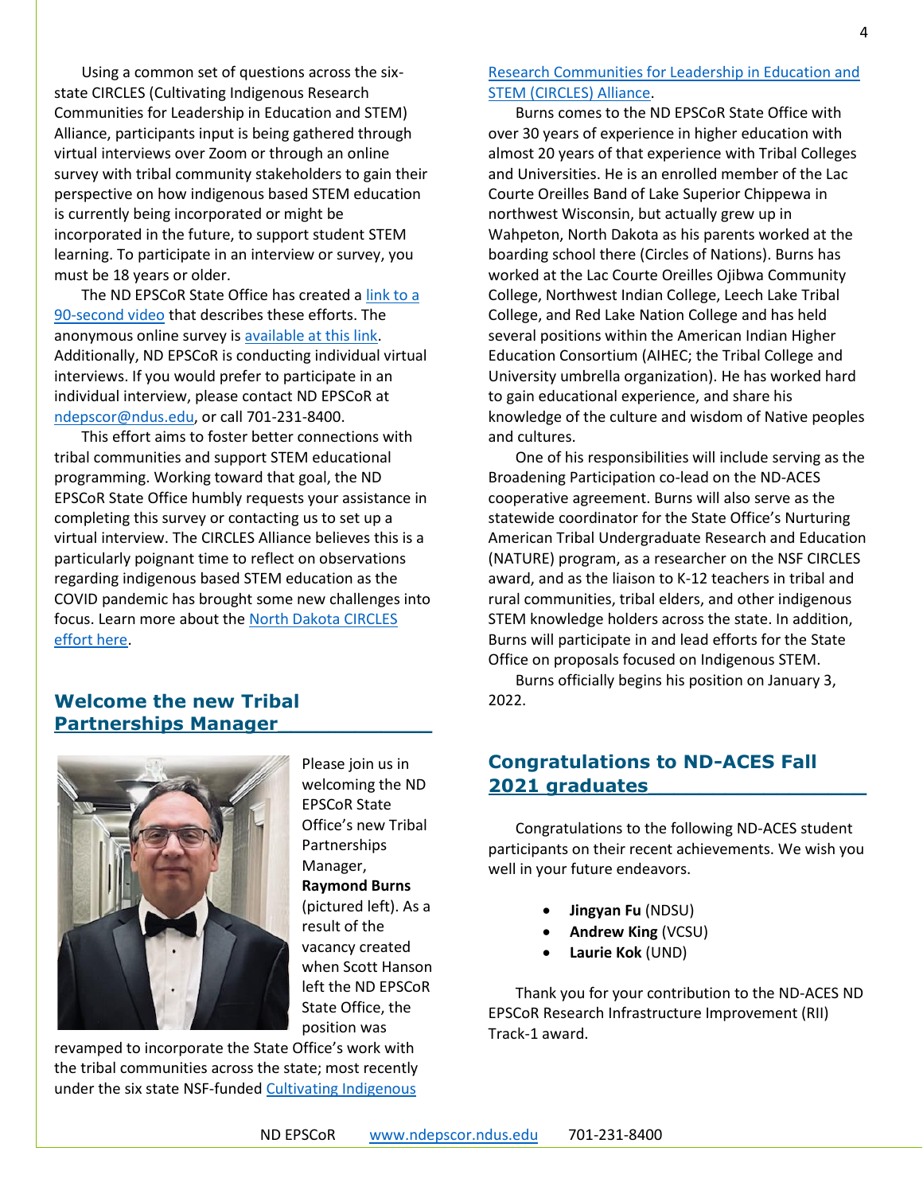Using a common set of questions across the six-state CIRCLES (Cultivating Indigenous Research Communities for Leadership in Education and STEM) Alliance, participants input is being gathered through virtual interviews over Zoom or through an online survey with tribal community stakeholders to gain their perspective on how indigenous based STEM education is currently being incorporated or might be incorporated in the future, to support student STEM learning. To participate in an interview or survey, you must be 18 years or older.

The ND EPSCoR State Office has created a link to a 90-second video that describes these efforts. The anonymous online survey is available at this link. Additionally, ND EPSCoR is conducting individual virtual interviews. If you would prefer to participate in an individual interview, please contact ND EPSCoR at ndepscor@ndus.edu, or call 701-231-8400.

This effort aims to foster better connections with tribal communities and support STEM educational programming. Working toward that goal, the ND EPSCoR State Office humbly requests your assistance in completing this survey or contacting us to set up a virtual interview. The CIRCLES Alliance believes this is a particularly poignant time to reflect on observations regarding indigenous based STEM education as the COVID pandemic has brought some new challenges into focus. Learn more about the North Dakota CIRCLES effort here.

## Welcome the new Tribal Partnerships Manager

Please join us in welcoming the ND EPSCoR State Office's new Tribal Partnerships Manager, **Raymond Burns** (pictured left). As a result of the vacancy created when Scott Hanson left the ND EPSCoR State Office, the position was revamped to incorporate the State Office's work with the tribal communities across the state; most recently under the six state NSF-funded Cultivating Indigenous Research Communities for Leadership in Education and STEM (CIRCLES) Alliance.

Burns comes to the ND EPSCoR State Office with over 30 years of experience in higher education with almost 20 years of that experience with Tribal Colleges and Universities. He is an enrolled member of the Lac Courte Oreilles Band of Lake Superior Chippewa in northwest Wisconsin, but actually grew up in Wahpeton, North Dakota as his parents worked at the boarding school there (Circles of Nations). Burns has worked at the Lac Courte Oreilles Ojibwa Community College, Northwest Indian College, Leech Lake Tribal College, and Red Lake Nation College and has held several positions within the American Indian Higher Education Consortium (AIHEC; the Tribal College and University umbrella organization). He has worked hard to gain educational experience, and share his knowledge of the culture and wisdom of Native peoples and cultures.

One of his responsibilities will include serving as the Broadening Participation co-lead on the ND-ACES cooperative agreement. Burns will also serve as the statewide coordinator for the State Office's Nurturing American Tribal Undergraduate Research and Education (NATURE) program, as a researcher on the NSF CIRCLES award, and as the liaison to K-12 teachers in tribal and rural communities, tribal elders, and other indigenous STEM knowledge holders across the state. In addition, Burns will participate in and lead efforts for the State Office on proposals focused on Indigenous STEM.

Burns officially begins his position on January 3, 2022.

## Congratulations to ND-ACES Fall 2021 graduates

Congratulations to the following ND-ACES student participants on their recent achievements. We wish you well in your future endeavors.

- **Jingyan Fu** (NDSU)
- **Andrew King** (VCSU)
- **Laurie Kok** (UND)

Thank you for your contribution to the ND-ACES ND EPSCoR Research Infrastructure Improvement (RII) Track-1 award.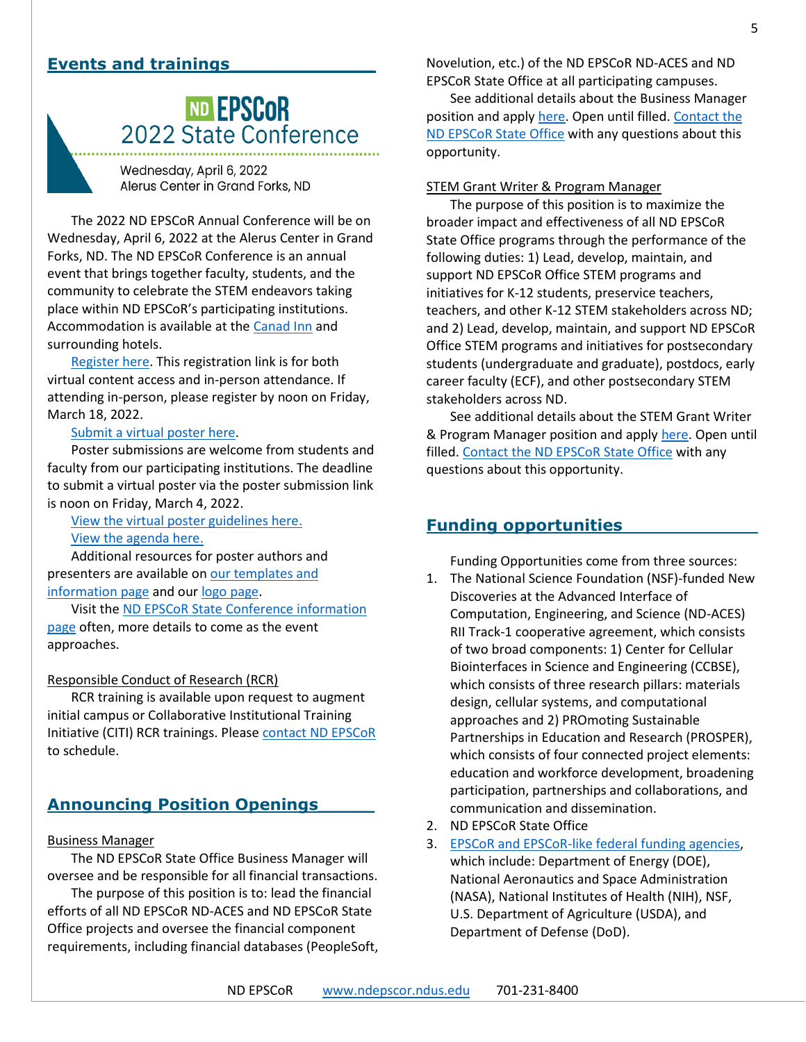## Events and trainings

**ND EPSCoR 2022 State Conference**

Wednesday, April 6, 2022
Alerus Center in Grand Forks, ND

The 2022 ND EPSCoR Annual Conference will be on Wednesday, April 6, 2022 at the Alerus Center in Grand Forks, ND. The ND EPSCoR Conference is an annual event that brings together faculty, students, and the community to celebrate the STEM endeavors taking place within ND EPSCoR's participating institutions. Accommodation is available at the Canad Inn and surrounding hotels.

Register here. This registration link is for both virtual content access and in-person attendance. If attending in-person, please register by noon on Friday, March 18, 2022.

Submit a virtual poster here.

Poster submissions are welcome from students and faculty from our participating institutions. The deadline to submit a virtual poster via the poster submission link is noon on Friday, March 4, 2022.

View the virtual poster guidelines here.

View the agenda here.

Additional resources for poster authors and presenters are available on our templates and information page and our logo page.

Visit the ND EPSCoR State Conference information page often, more details to come as the event approaches.

### Responsible Conduct of Research (RCR)

RCR training is available upon request to augment initial campus or Collaborative Institutional Training Initiative (CITI) RCR trainings. Please contact ND EPSCoR to schedule.

## Announcing Position Openings

### Business Manager

The ND EPSCoR State Office Business Manager will oversee and be responsible for all financial transactions.

The purpose of this position is to: lead the financial efforts of all ND EPSCoR ND-ACES and ND EPSCoR State Office projects and oversee the financial component requirements, including financial databases (PeopleSoft, Novelution, etc.) of the ND EPSCoR ND-ACES and ND EPSCoR State Office at all participating campuses.

See additional details about the Business Manager position and apply here. Open until filled. Contact the ND EPSCoR State Office with any questions about this opportunity.

### STEM Grant Writer & Program Manager

The purpose of this position is to maximize the broader impact and effectiveness of all ND EPSCoR State Office programs through the performance of the following duties: 1) Lead, develop, maintain, and support ND EPSCoR Office STEM programs and initiatives for K-12 students, preservice teachers, teachers, and other K-12 STEM stakeholders across ND; and 2) Lead, develop, maintain, and support ND EPSCoR Office STEM programs and initiatives for postsecondary students (undergraduate and graduate), postdocs, early career faculty (ECF), and other postsecondary STEM stakeholders across ND.

See additional details about the STEM Grant Writer & Program Manager position and apply here. Open until filled. Contact the ND EPSCoR State Office with any questions about this opportunity.

## Funding opportunities

Funding Opportunities come from three sources:

1. The National Science Foundation (NSF)-funded New Discoveries at the Advanced Interface of Computation, Engineering, and Science (ND-ACES) RII Track-1 cooperative agreement, which consists of two broad components: 1) Center for Cellular Biointerfaces in Science and Engineering (CCBSE), which consists of three research pillars: materials design, cellular systems, and computational approaches and 2) PROmoting Sustainable Partnerships in Education and Research (PROSPER), which consists of four connected project elements: education and workforce development, broadening participation, partnerships and collaborations, and communication and dissemination.
2. ND EPSCoR State Office
3. EPSCoR and EPSCoR-like federal funding agencies, which include: Department of Energy (DOE), National Aeronautics and Space Administration (NASA), National Institutes of Health (NIH), NSF, U.S. Department of Agriculture (USDA), and Department of Defense (DoD).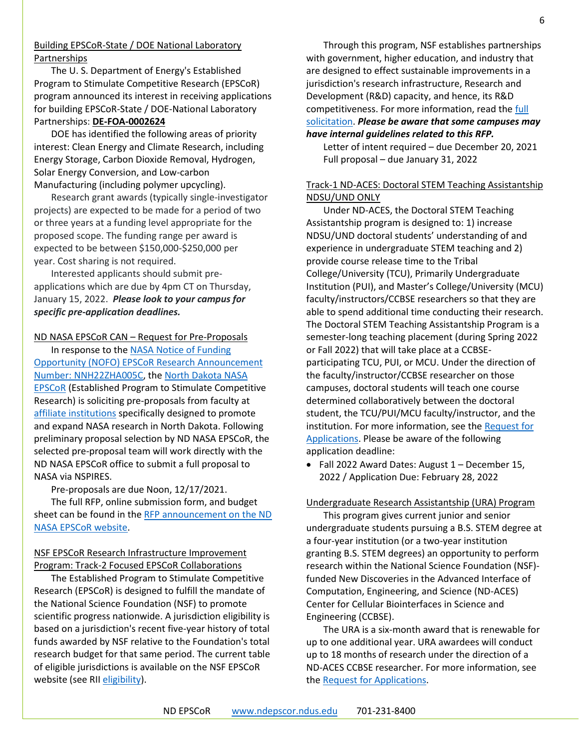Building EPSCoR-State / DOE National Laboratory Partnerships

The U. S. Department of Energy's Established Program to Stimulate Competitive Research (EPSCoR) program announced its interest in receiving applications for building EPSCoR-State / DOE-National Laboratory Partnerships: **DE-FOA-0002624**

DOE has identified the following areas of priority interest: Clean Energy and Climate Research, including Energy Storage, Carbon Dioxide Removal, Hydrogen, Solar Energy Conversion, and Low-carbon Manufacturing (including polymer upcycling).

Research grant awards (typically single-investigator projects) are expected to be made for a period of two or three years at a funding level appropriate for the proposed scope. The funding range per award is expected to be between $150,000-$250,000 per year. Cost sharing is not required.

Interested applicants should submit pre-applications which are due by 4pm CT on Thursday, January 15, 2022. ***Please look to your campus for specific pre-application deadlines.***

ND NASA EPSCoR CAN – Request for Pre-Proposals

In response to the NASA Notice of Funding Opportunity (NOFO) EPSCoR Research Announcement Number: NNH22ZHA005C, the North Dakota NASA EPSCoR (Established Program to Stimulate Competitive Research) is soliciting pre-proposals from faculty at affiliate institutions specifically designed to promote and expand NASA research in North Dakota. Following preliminary proposal selection by ND NASA EPSCoR, the selected pre-proposal team will work directly with the ND NASA EPSCoR office to submit a full proposal to NASA via NSPIRES.

Pre-proposals are due Noon, 12/17/2021.

The full RFP, online submission form, and budget sheet can be found in the RFP announcement on the ND NASA EPSCoR website.

NSF EPSCoR Research Infrastructure Improvement Program: Track-2 Focused EPSCoR Collaborations

The Established Program to Stimulate Competitive Research (EPSCoR) is designed to fulfill the mandate of the National Science Foundation (NSF) to promote scientific progress nationwide. A jurisdiction eligibility is based on a jurisdiction's recent five-year history of total funds awarded by NSF relative to the Foundation's total research budget for that same period. The current table of eligible jurisdictions is available on the NSF EPSCoR website (see RII eligibility).

Through this program, NSF establishes partnerships with government, higher education, and industry that are designed to effect sustainable improvements in a jurisdiction's research infrastructure, Research and Development (R&D) capacity, and hence, its R&D competitiveness. For more information, read the full solicitation. ***Please be aware that some campuses may have internal guidelines related to this RFP.***

Letter of intent required – due December 20, 2021
Full proposal – due January 31, 2022

Track-1 ND-ACES: Doctoral STEM Teaching Assistantship NDSU/UND ONLY

Under ND-ACES, the Doctoral STEM Teaching Assistantship program is designed to: 1) increase NDSU/UND doctoral students' understanding of and experience in undergraduate STEM teaching and 2) provide course release time to the Tribal College/University (TCU), Primarily Undergraduate Institution (PUI), and Master's College/University (MCU) faculty/instructors/CCBSE researchers so that they are able to spend additional time conducting their research. The Doctoral STEM Teaching Assistantship Program is a semester-long teaching placement (during Spring 2022 or Fall 2022) that will take place at a CCBSE-participating TCU, PUI, or MCU. Under the direction of the faculty/instructor/CCBSE researcher on those campuses, doctoral students will teach one course determined collaboratively between the doctoral student, the TCU/PUI/MCU faculty/instructor, and the institution. For more information, see the Request for Applications. Please be aware of the following application deadline:

- Fall 2022 Award Dates: August 1 – December 15, 2022 / Application Due: February 28, 2022

Undergraduate Research Assistantship (URA) Program

This program gives current junior and senior undergraduate students pursuing a B.S. STEM degree at a four-year institution (or a two-year institution granting B.S. STEM degrees) an opportunity to perform research within the National Science Foundation (NSF)-funded New Discoveries in the Advanced Interface of Computation, Engineering, and Science (ND-ACES) Center for Cellular Biointerfaces in Science and Engineering (CCBSE).

The URA is a six-month award that is renewable for up to one additional year. URA awardees will conduct up to 18 months of research under the direction of a ND-ACES CCBSE researcher. For more information, see the Request for Applications.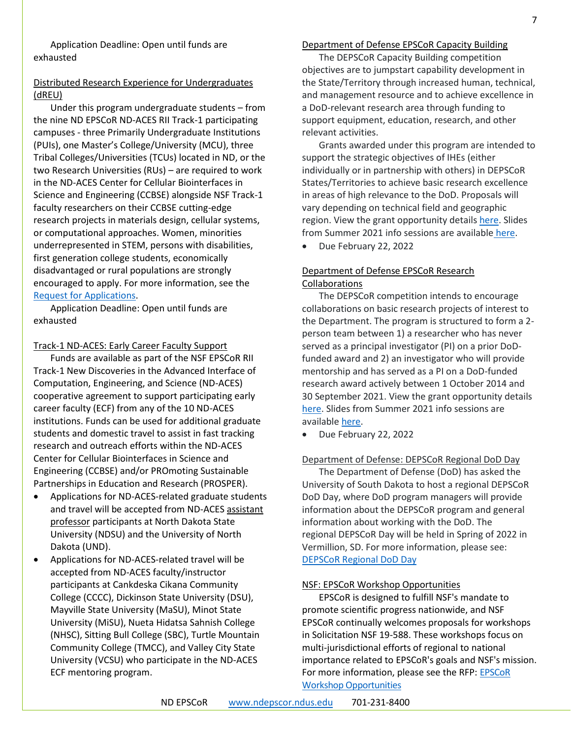Application Deadline: Open until funds are exhausted

## Distributed Research Experience for Undergraduates (dREU)

Under this program undergraduate students – from the nine ND EPSCoR ND-ACES RII Track-1 participating campuses - three Primarily Undergraduate Institutions (PUIs), one Master's College/University (MCU), three Tribal Colleges/Universities (TCUs) located in ND, or the two Research Universities (RUs) – are required to work in the ND-ACES Center for Cellular Biointerfaces in Science and Engineering (CCBSE) alongside NSF Track-1 faculty researchers on their CCBSE cutting-edge research projects in materials design, cellular systems, or computational approaches. Women, minorities underrepresented in STEM, persons with disabilities, first generation college students, economically disadvantaged or rural populations are strongly encouraged to apply. For more information, see the Request for Applications.

Application Deadline: Open until funds are exhausted

## Track-1 ND-ACES: Early Career Faculty Support

Funds are available as part of the NSF EPSCoR RII Track-1 New Discoveries in the Advanced Interface of Computation, Engineering, and Science (ND-ACES) cooperative agreement to support participating early career faculty (ECF) from any of the 10 ND-ACES institutions. Funds can be used for additional graduate students and domestic travel to assist in fast tracking research and outreach efforts within the ND-ACES Center for Cellular Biointerfaces in Science and Engineering (CCBSE) and/or PROmoting Sustainable Partnerships in Education and Research (PROSPER).

- Applications for ND-ACES-related graduate students and travel will be accepted from ND-ACES assistant professor participants at North Dakota State University (NDSU) and the University of North Dakota (UND).
- Applications for ND-ACES-related travel will be accepted from ND-ACES faculty/instructor participants at Cankdeska Cikana Community College (CCCC), Dickinson State University (DSU), Mayville State University (MaSU), Minot State University (MiSU), Nueta Hidatsa Sahnish College (NHSC), Sitting Bull College (SBC), Turtle Mountain Community College (TMCC), and Valley City State University (VCSU) who participate in the ND-ACES ECF mentoring program.

## Department of Defense EPSCoR Capacity Building

The DEPSCoR Capacity Building competition objectives are to jumpstart capability development in the State/Territory through increased human, technical, and management resource and to achieve excellence in a DoD-relevant research area through funding to support equipment, education, research, and other relevant activities.

Grants awarded under this program are intended to support the strategic objectives of IHEs (either individually or in partnership with others) in DEPSCoR States/Territories to achieve basic research excellence in areas of high relevance to the DoD. Proposals will vary depending on technical field and geographic region. View the grant opportunity details here. Slides from Summer 2021 info sessions are available here.

- Due February 22, 2022

## Department of Defense EPSCoR Research Collaborations

The DEPSCoR competition intends to encourage collaborations on basic research projects of interest to the Department. The program is structured to form a 2-person team between 1) a researcher who has never served as a principal investigator (PI) on a prior DoD-funded award and 2) an investigator who will provide mentorship and has served as a PI on a DoD-funded research award actively between 1 October 2014 and 30 September 2021. View the grant opportunity details here. Slides from Summer 2021 info sessions are available here.

- Due February 22, 2022

## Department of Defense: DEPSCoR Regional DoD Day

The Department of Defense (DoD) has asked the University of South Dakota to host a regional DEPSCoR DoD Day, where DoD program managers will provide information about the DEPSCoR program and general information about working with the DoD. The regional DEPSCoR Day will be held in Spring of 2022 in Vermillion, SD. For more information, please see: DEPSCoR Regional DoD Day

## NSF: EPSCoR Workshop Opportunities

EPSCoR is designed to fulfill NSF's mandate to promote scientific progress nationwide, and NSF EPSCoR continually welcomes proposals for workshops in Solicitation NSF 19-588. These workshops focus on multi-jurisdictional efforts of regional to national importance related to EPSCoR's goals and NSF's mission. For more information, please see the RFP: EPSCoR Workshop Opportunities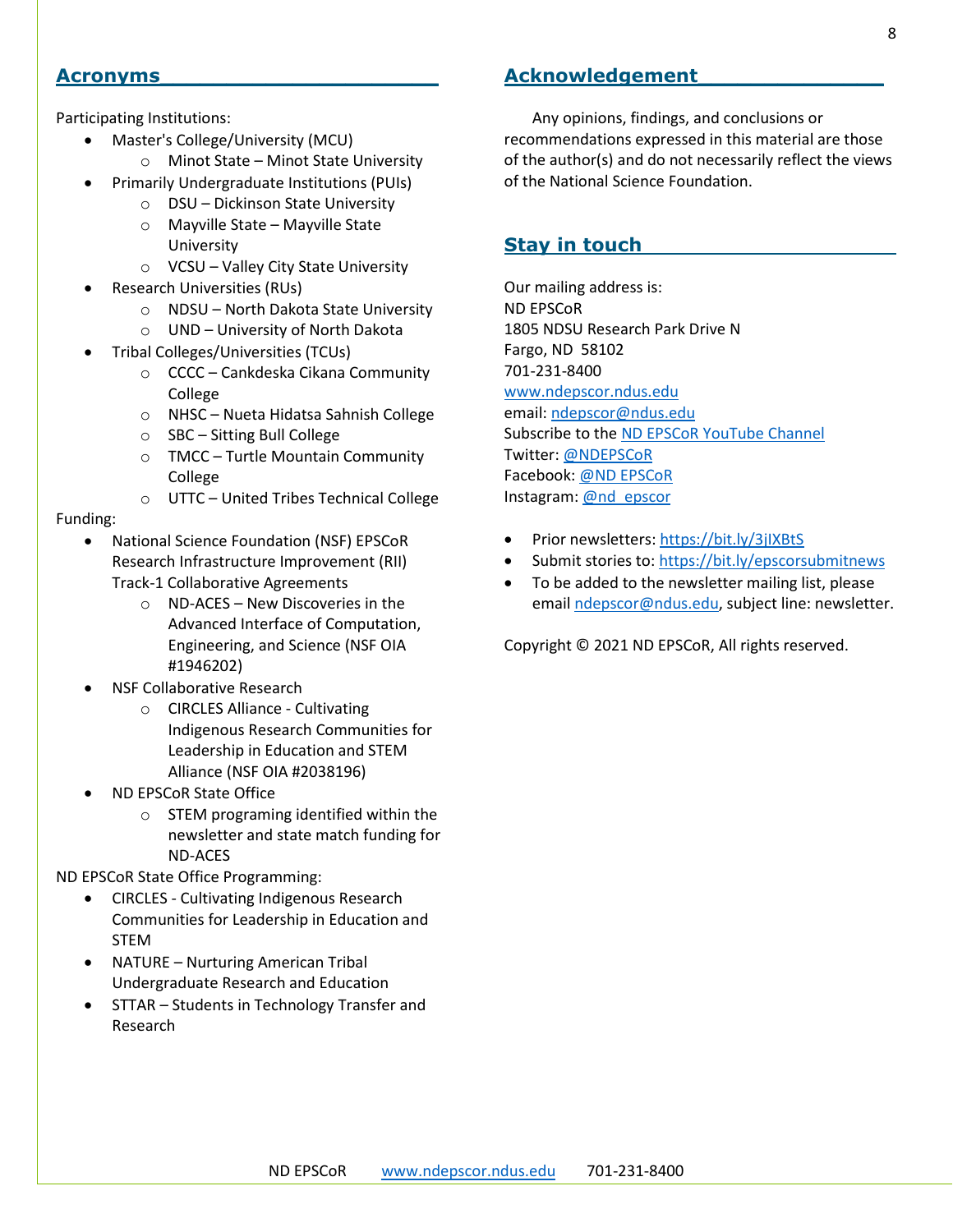## Acronyms

Participating Institutions:

- Master's College/University (MCU)
  - Minot State – Minot State University
- Primarily Undergraduate Institutions (PUIs)
  - DSU – Dickinson State University
  - Mayville State – Mayville State University
  - VCSU – Valley City State University
- Research Universities (RUs)
  - NDSU – North Dakota State University
  - UND – University of North Dakota
- Tribal Colleges/Universities (TCUs)
  - CCCC – Cankdeska Cikana Community College
  - NHSC – Nueta Hidatsa Sahnish College
  - SBC – Sitting Bull College
  - TMCC – Turtle Mountain Community College
  - UTTC – United Tribes Technical College

Funding:

- National Science Foundation (NSF) EPSCoR Research Infrastructure Improvement (RII) Track-1 Collaborative Agreements
  - ND-ACES – New Discoveries in the Advanced Interface of Computation, Engineering, and Science (NSF OIA #1946202)
- NSF Collaborative Research
  - CIRCLES Alliance - Cultivating Indigenous Research Communities for Leadership in Education and STEM Alliance (NSF OIA #2038196)
- ND EPSCoR State Office
  - STEM programing identified within the newsletter and state match funding for ND-ACES

ND EPSCoR State Office Programming:

- CIRCLES - Cultivating Indigenous Research Communities for Leadership in Education and STEM
- NATURE – Nurturing American Tribal Undergraduate Research and Education
- STTAR – Students in Technology Transfer and Research

## Acknowledgement

Any opinions, findings, and conclusions or recommendations expressed in this material are those of the author(s) and do not necessarily reflect the views of the National Science Foundation.

## Stay in touch

Our mailing address is:
ND EPSCoR
1805 NDSU Research Park Drive N
Fargo, ND 58102
701-231-8400
www.ndepscor.ndus.edu
email: ndepscor@ndus.edu
Subscribe to the ND EPSCoR YouTube Channel
Twitter: @NDEPSCoR
Facebook: @ND EPSCoR
Instagram: @nd_epscor

- Prior newsletters: https://bit.ly/3jIXBtS
- Submit stories to: https://bit.ly/epscorsubmitnews
- To be added to the newsletter mailing list, please email ndepscor@ndus.edu, subject line: newsletter.

Copyright © 2021 ND EPSCoR, All rights reserved.